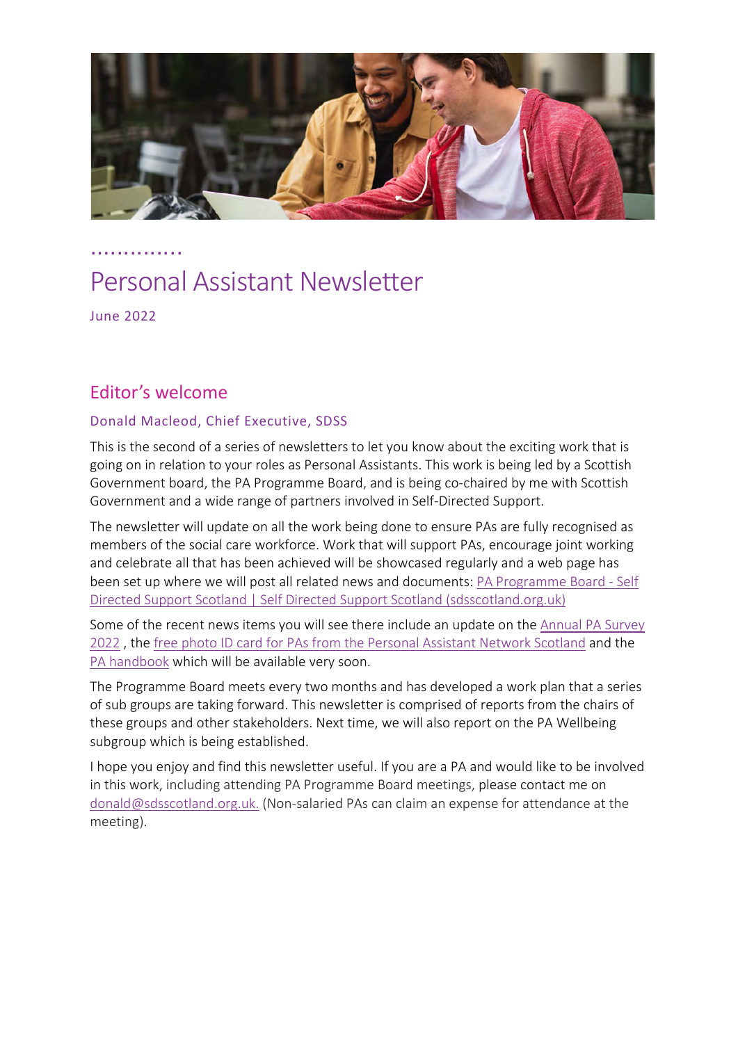# Personal Assistant Newsletter

June 2022

## Editor's welcome

### Donald Macleod, Chief Executive, SDSS

This is the second of a series of newsletters to let you know about the exciting work that is going on in relation to your roles as Personal Assistants. This work is being led by a Scottish Government board, the PA Programme Board, and is being co-chaired by me with Scottish Government and a wide range of partners involved in Self-Directed Support.

The newsletter will update on all the work being done to ensure PAs are fully recognised as members of the social care workforce. Work that will support PAs, encourage joint working and celebrate all that has been achieved will be showcased regularly and a web page has been set up where we will post all related news and documents: PA Programme Board - Self Directed Support Scotland | Self Directed Support Scotland (sdsscotland.org.uk)

Some of the recent news items you will see there include an update on the Annual PA Survey 2022 , the free photo ID card for PAs from the Personal Assistant Network Scotland and the PA handbook which will be available very soon.

The Programme Board meets every two months and has developed a work plan that a series of sub groups are taking forward. This newsletter is comprised of reports from the chairs of these groups and other stakeholders. Next time, we will also report on the PA Wellbeing subgroup which is being established.

I hope you enjoy and find this newsletter useful. If you are a PA and would like to be involved in this work, including attending PA Programme Board meetings, please contact me on donald@sdsscotland.org.uk. (Non-salaried PAs can claim an expense for attendance at the meeting).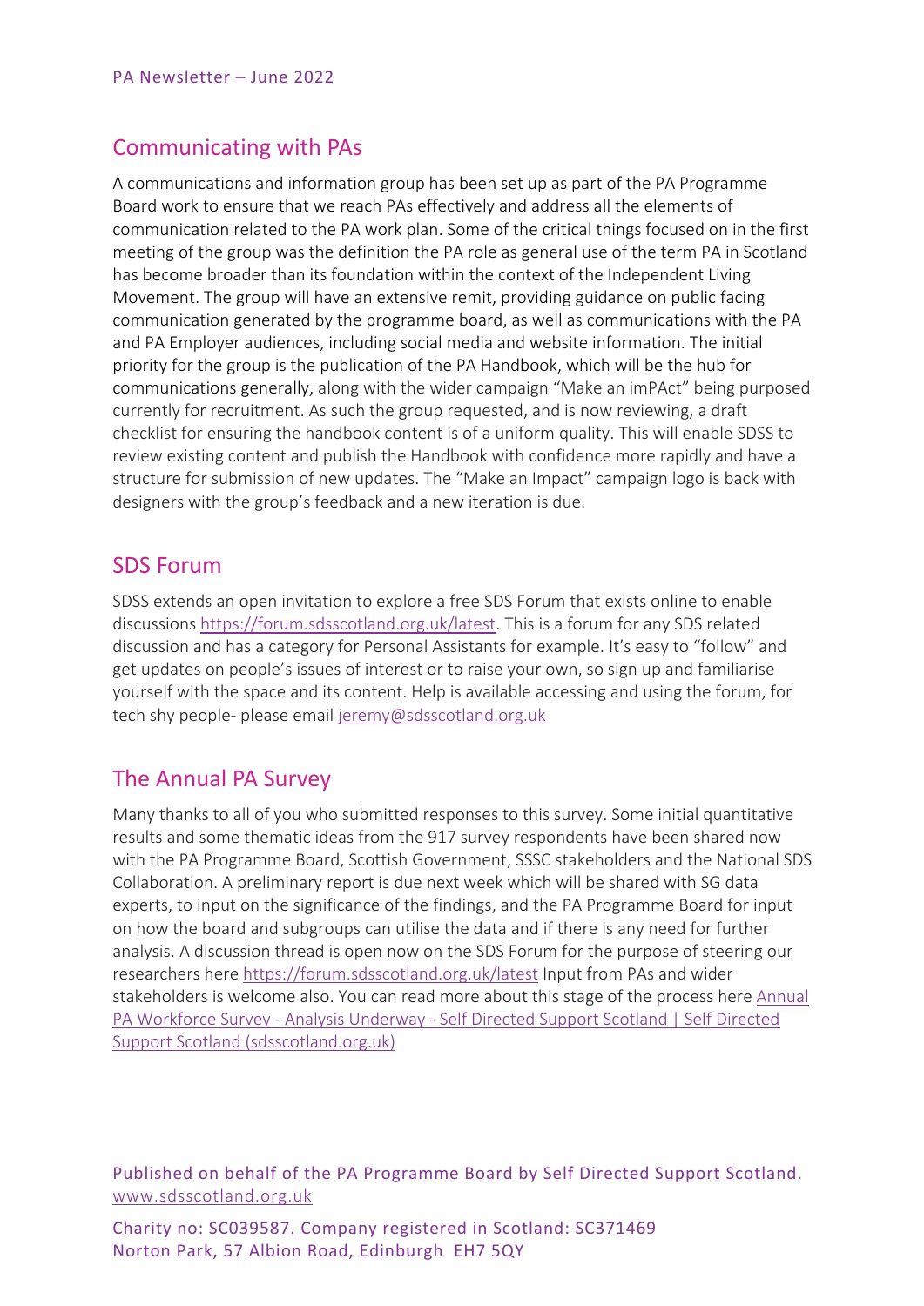## Communicating with PAs

A communications and information group has been set up as part of the PA Programme Board work to ensure that we reach PAs effectively and address all the elements of communication related to the PA work plan. Some of the critical things focused on in the first meeting of the group was the definition the PA role as general use of the term PA in Scotland has become broader than its foundation within the context of the Independent Living Movement. The group will have an extensive remit, providing guidance on public facing communication generated by the programme board, as well as communications with the PA and PA Employer audiences, including social media and website information. The initial priority for the group is the publication of the PA Handbook, which will be the hub for communications generally, along with the wider campaign "Make an imPAct" being purposed currently for recruitment. As such the group requested, and is now reviewing, a draft checklist for ensuring the handbook content is of a uniform quality. This will enable SDSS to review existing content and publish the Handbook with confidence more rapidly and have a structure for submission of new updates. The "Make an Impact" campaign logo is back with designers with the group's feedback and a new iteration is due.

## SDS Forum

SDSS extends an open invitation to explore a free SDS Forum that exists online to enable discussions [https://forum.sdsscotland.org.uk/latest](https://forum.sdsscotland.org.uk/latest). This is a forum for any SDS related discussion and has a category for Personal Assistants for example. It's easy to "follow" and get updates on people's issues of interest or to raise your own, so sign up and familiarise yourself with the space and its content. Help is available accessing and using the forum, for tech shy people- please email [jeremy@sdsscotland.org.uk](mailto:jeremy@sdsscotland.org.uk)

## The Annual PA Survey

Many thanks to all of you who submitted responses to this survey. Some initial quantitative results and some thematic ideas from the 917 survey respondents have been shared now with the PA Programme Board, Scottish Government, SSSC stakeholders and the National SDS Collaboration. A preliminary report is due next week which will be shared with SG data experts, to input on the significance of the findings, and the PA Programme Board for input on how the board and subgroups can utilise the data and if there is any need for further analysis. A discussion thread is open now on the SDS Forum for the purpose of steering our researchers here [https://forum.sdsscotland.org.uk/latest](https://forum.sdsscotland.org.uk/latest) Input from PAs and wider stakeholders is welcome also. You can read more about this stage of the process here Annual PA Workforce Survey - Analysis Underway - Self Directed Support Scotland | Self Directed Support Scotland (sdsscotland.org.uk)

Published on behalf of the PA Programme Board by Self Directed Support Scotland.
[www.sdsscotland.org.uk](http://www.sdsscotland.org.uk)

Charity no: SC039587. Company registered in Scotland: SC371469
Norton Park, 57 Albion Road, Edinburgh EH7 5QY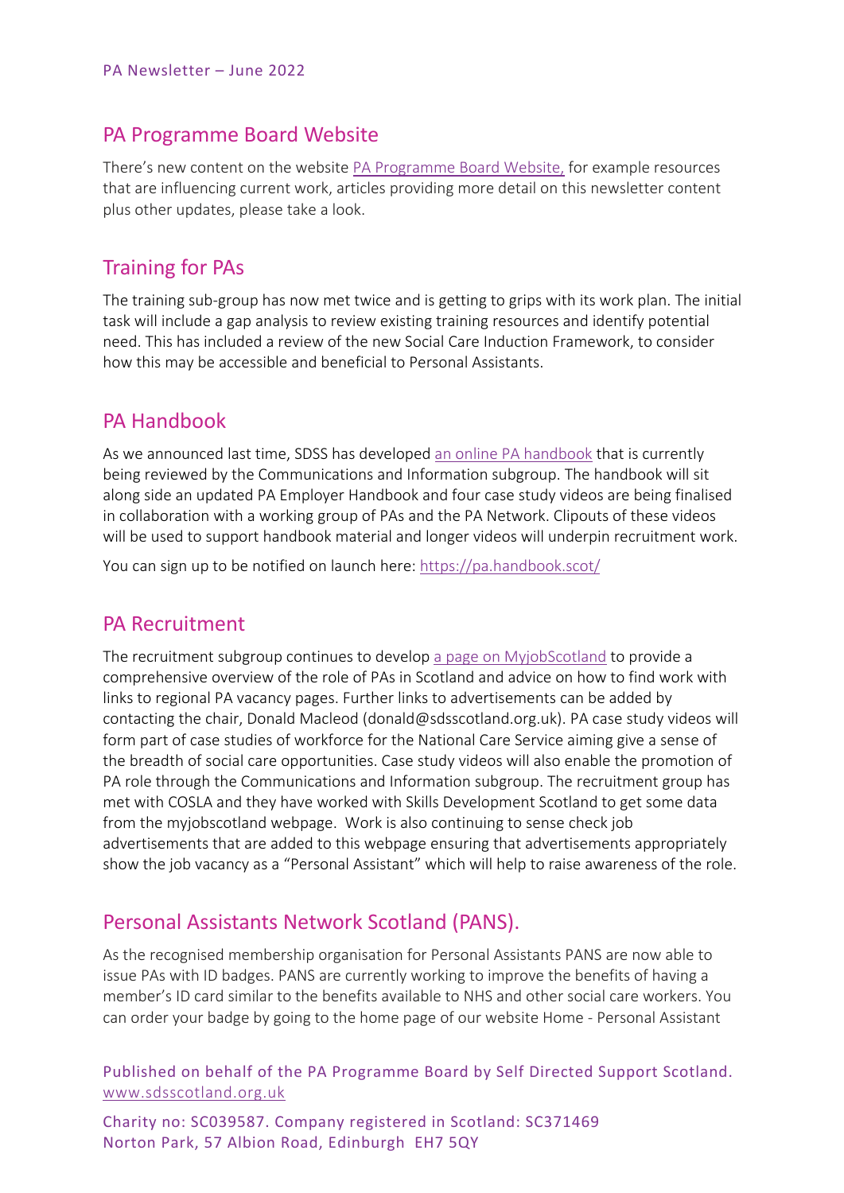## PA Programme Board Website

There's new content on the website [PA Programme Board Website,](#) for example resources that are influencing current work, articles providing more detail on this newsletter content plus other updates, please take a look.

## Training for PAs

The training sub-group has now met twice and is getting to grips with its work plan. The initial task will include a gap analysis to review existing training resources and identify potential need. This has included a review of the new Social Care Induction Framework, to consider how this may be accessible and beneficial to Personal Assistants.

## PA Handbook

As we announced last time, SDSS has developed [an online PA handbook](#) that is currently being reviewed by the Communications and Information subgroup. The handbook will sit along side an updated PA Employer Handbook and four case study videos are being finalised in collaboration with a working group of PAs and the PA Network. Clipouts of these videos will be used to support handbook material and longer videos will underpin recruitment work.

You can sign up to be notified on launch here: https://pa.handbook.scot/

## PA Recruitment

The recruitment subgroup continues to develop [a page on MyjobScotland](#) to provide a comprehensive overview of the role of PAs in Scotland and advice on how to find work with links to regional PA vacancy pages. Further links to advertisements can be added by contacting the chair, Donald Macleod (donald@sdsscotland.org.uk). PA case study videos will form part of case studies of workforce for the National Care Service aiming give a sense of the breadth of social care opportunities. Case study videos will also enable the promotion of PA role through the Communications and Information subgroup. The recruitment group has met with COSLA and they have worked with Skills Development Scotland to get some data from the myjobscotland webpage. Work is also continuing to sense check job advertisements that are added to this webpage ensuring that advertisements appropriately show the job vacancy as a "Personal Assistant" which will help to raise awareness of the role.

## Personal Assistants Network Scotland (PANS).

As the recognised membership organisation for Personal Assistants PANS are now able to issue PAs with ID badges. PANS are currently working to improve the benefits of having a member's ID card similar to the benefits available to NHS and other social care workers. You can order your badge by going to the home page of our website Home - Personal Assistant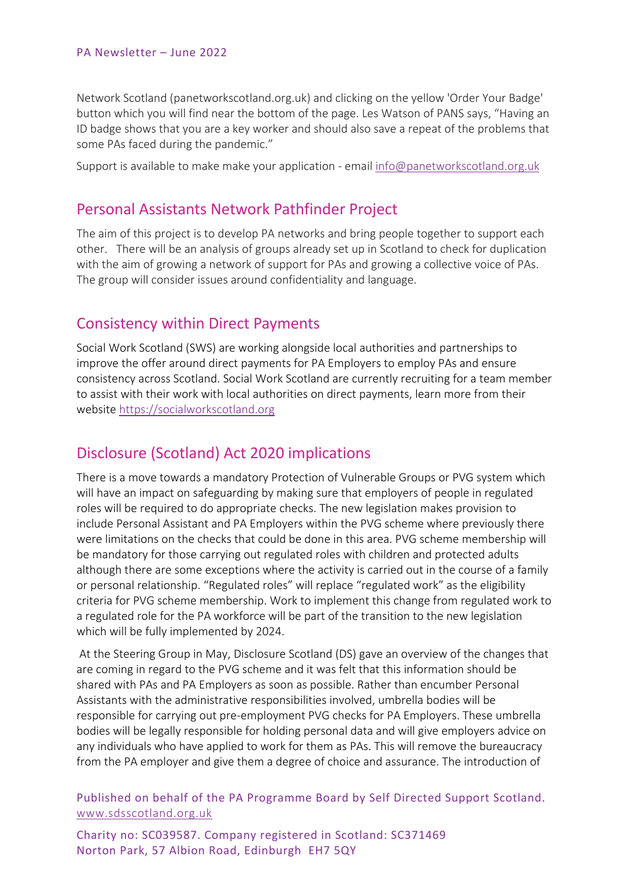Network Scotland (panetworkscotland.org.uk) and clicking on the yellow 'Order Your Badge' button which you will find near the bottom of the page. Les Watson of PANS says, “Having an ID badge shows that you are a key worker and should also save a repeat of the problems that some PAs faced during the pandemic.”

Support is available to make make your application - email info@panetworkscotland.org.uk

## Personal Assistants Network Pathfinder Project

The aim of this project is to develop PA networks and bring people together to support each other. There will be an analysis of groups already set up in Scotland to check for duplication with the aim of growing a network of support for PAs and growing a collective voice of PAs. The group will consider issues around confidentiality and language.

## Consistency within Direct Payments

Social Work Scotland (SWS) are working alongside local authorities and partnerships to improve the offer around direct payments for PA Employers to employ PAs and ensure consistency across Scotland. Social Work Scotland are currently recruiting for a team member to assist with their work with local authorities on direct payments, learn more from their website https://socialworkscotland.org

## Disclosure (Scotland) Act 2020 implications

There is a move towards a mandatory Protection of Vulnerable Groups or PVG system which will have an impact on safeguarding by making sure that employers of people in regulated roles will be required to do appropriate checks. The new legislation makes provision to include Personal Assistant and PA Employers within the PVG scheme where previously there were limitations on the checks that could be done in this area. PVG scheme membership will be mandatory for those carrying out regulated roles with children and protected adults although there are some exceptions where the activity is carried out in the course of a family or personal relationship. “Regulated roles” will replace “regulated work” as the eligibility criteria for PVG scheme membership. Work to implement this change from regulated work to a regulated role for the PA workforce will be part of the transition to the new legislation which will be fully implemented by 2024.

At the Steering Group in May, Disclosure Scotland (DS) gave an overview of the changes that are coming in regard to the PVG scheme and it was felt that this information should be shared with PAs and PA Employers as soon as possible. Rather than encumber Personal Assistants with the administrative responsibilities involved, umbrella bodies will be responsible for carrying out pre-employment PVG checks for PA Employers. These umbrella bodies will be legally responsible for holding personal data and will give employers advice on any individuals who have applied to work for them as PAs. This will remove the bureaucracy from the PA employer and give them a degree of choice and assurance. The introduction of

Published on behalf of the PA Programme Board by Self Directed Support Scotland. www.sdsscotland.org.uk

Charity no: SC039587. Company registered in Scotland: SC371469
Norton Park, 57 Albion Road, Edinburgh EH7 5QY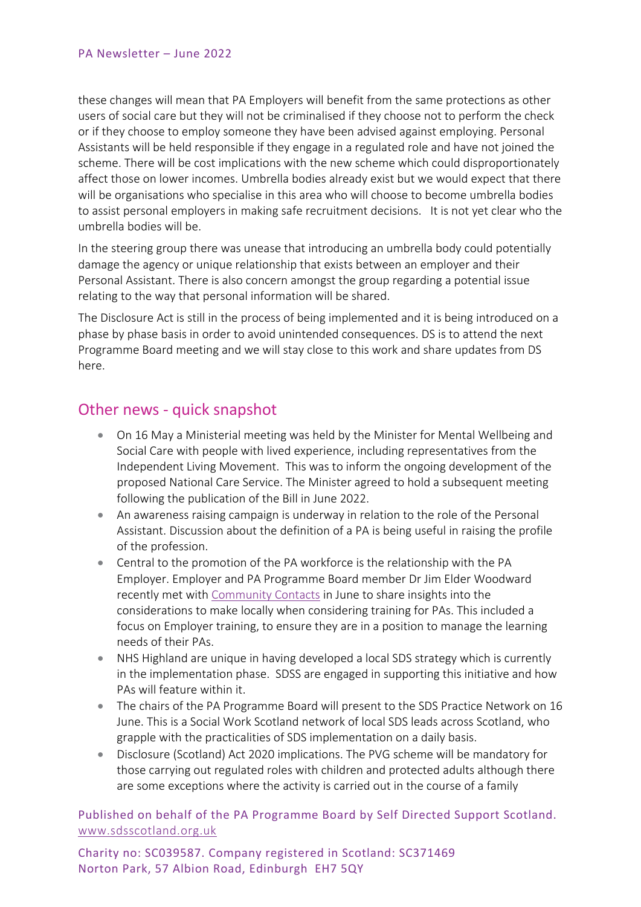these changes will mean that PA Employers will benefit from the same protections as other users of social care but they will not be criminalised if they choose not to perform the check or if they choose to employ someone they have been advised against employing. Personal Assistants will be held responsible if they engage in a regulated role and have not joined the scheme. There will be cost implications with the new scheme which could disproportionately affect those on lower incomes. Umbrella bodies already exist but we would expect that there will be organisations who specialise in this area who will choose to become umbrella bodies to assist personal employers in making safe recruitment decisions. It is not yet clear who the umbrella bodies will be.

In the steering group there was unease that introducing an umbrella body could potentially damage the agency or unique relationship that exists between an employer and their Personal Assistant. There is also concern amongst the group regarding a potential issue relating to the way that personal information will be shared.

The Disclosure Act is still in the process of being implemented and it is being introduced on a phase by phase basis in order to avoid unintended consequences. DS is to attend the next Programme Board meeting and we will stay close to this work and share updates from DS here.

## Other news - quick snapshot

- On 16 May a Ministerial meeting was held by the Minister for Mental Wellbeing and Social Care with people with lived experience, including representatives from the Independent Living Movement. This was to inform the ongoing development of the proposed National Care Service. The Minister agreed to hold a subsequent meeting following the publication of the Bill in June 2022.
- An awareness raising campaign is underway in relation to the role of the Personal Assistant. Discussion about the definition of a PA is being useful in raising the profile of the profession.
- Central to the promotion of the PA workforce is the relationship with the PA Employer. Employer and PA Programme Board member Dr Jim Elder Woodward recently met with Community Contacts in June to share insights into the considerations to make locally when considering training for PAs. This included a focus on Employer training, to ensure they are in a position to manage the learning needs of their PAs.
- NHS Highland are unique in having developed a local SDS strategy which is currently in the implementation phase. SDSS are engaged in supporting this initiative and how PAs will feature within it.
- The chairs of the PA Programme Board will present to the SDS Practice Network on 16 June. This is a Social Work Scotland network of local SDS leads across Scotland, who grapple with the practicalities of SDS implementation on a daily basis.
- Disclosure (Scotland) Act 2020 implications. The PVG scheme will be mandatory for those carrying out regulated roles with children and protected adults although there are some exceptions where the activity is carried out in the course of a family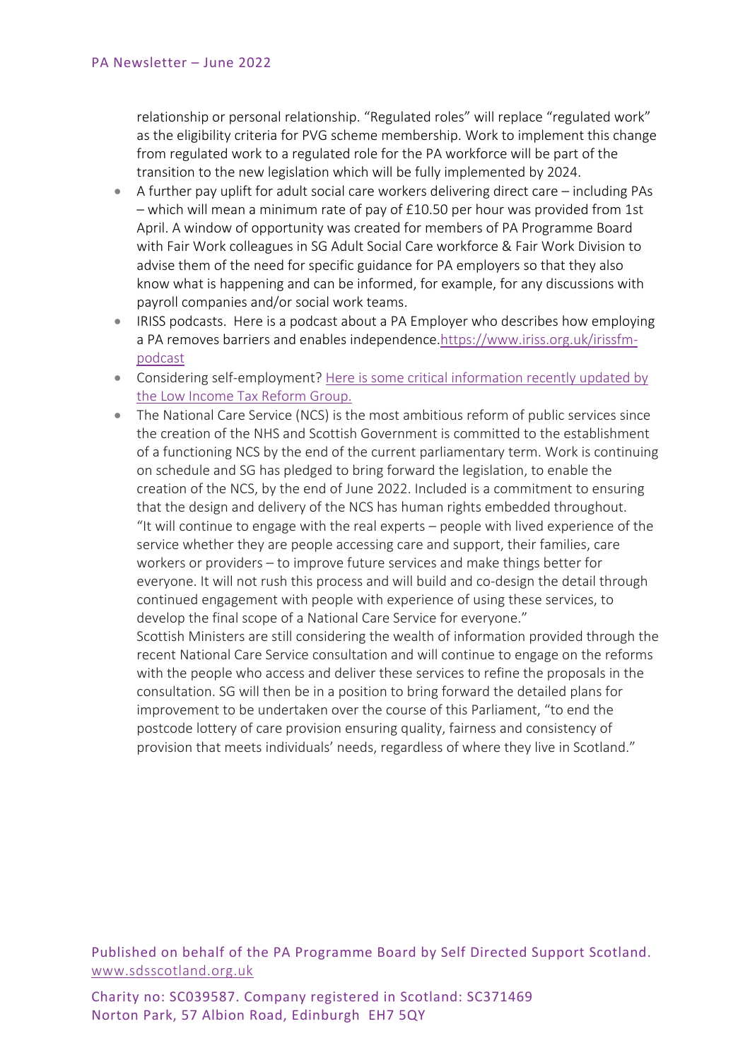relationship or personal relationship. "Regulated roles" will replace "regulated work" as the eligibility criteria for PVG scheme membership. Work to implement this change from regulated work to a regulated role for the PA workforce will be part of the transition to the new legislation which will be fully implemented by 2024.

- A further pay uplift for adult social care workers delivering direct care – including PAs – which will mean a minimum rate of pay of £10.50 per hour was provided from 1st April. A window of opportunity was created for members of PA Programme Board with Fair Work colleagues in SG Adult Social Care workforce & Fair Work Division to advise them of the need for specific guidance for PA employers so that they also know what is happening and can be informed, for example, for any discussions with payroll companies and/or social work teams.
- IRISS podcasts. Here is a podcast about a PA Employer who describes how employing a PA removes barriers and enables independence.[https://www.iriss.org.uk/irissfm-podcast](https://www.iriss.org.uk/irissfm-podcast)
- Considering self-employment? Here is some critical information recently updated by the Low Income Tax Reform Group.
- The National Care Service (NCS) is the most ambitious reform of public services since the creation of the NHS and Scottish Government is committed to the establishment of a functioning NCS by the end of the current parliamentary term. Work is continuing on schedule and SG has pledged to bring forward the legislation, to enable the creation of the NCS, by the end of June 2022. Included is a commitment to ensuring that the design and delivery of the NCS has human rights embedded throughout. "It will continue to engage with the real experts – people with lived experience of the service whether they are people accessing care and support, their families, care workers or providers – to improve future services and make things better for everyone. It will not rush this process and will build and co-design the detail through continued engagement with people with experience of using these services, to develop the final scope of a National Care Service for everyone."
  Scottish Ministers are still considering the wealth of information provided through the recent National Care Service consultation and will continue to engage on the reforms with the people who access and deliver these services to refine the proposals in the consultation. SG will then be in a position to bring forward the detailed plans for improvement to be undertaken over the course of this Parliament, "to end the postcode lottery of care provision ensuring quality, fairness and consistency of provision that meets individuals' needs, regardless of where they live in Scotland."

Published on behalf of the PA Programme Board by Self Directed Support Scotland. [www.sdsscotland.org.uk](http://www.sdsscotland.org.uk)

Charity no: SC039587. Company registered in Scotland: SC371469
Norton Park, 57 Albion Road, Edinburgh EH7 5QY